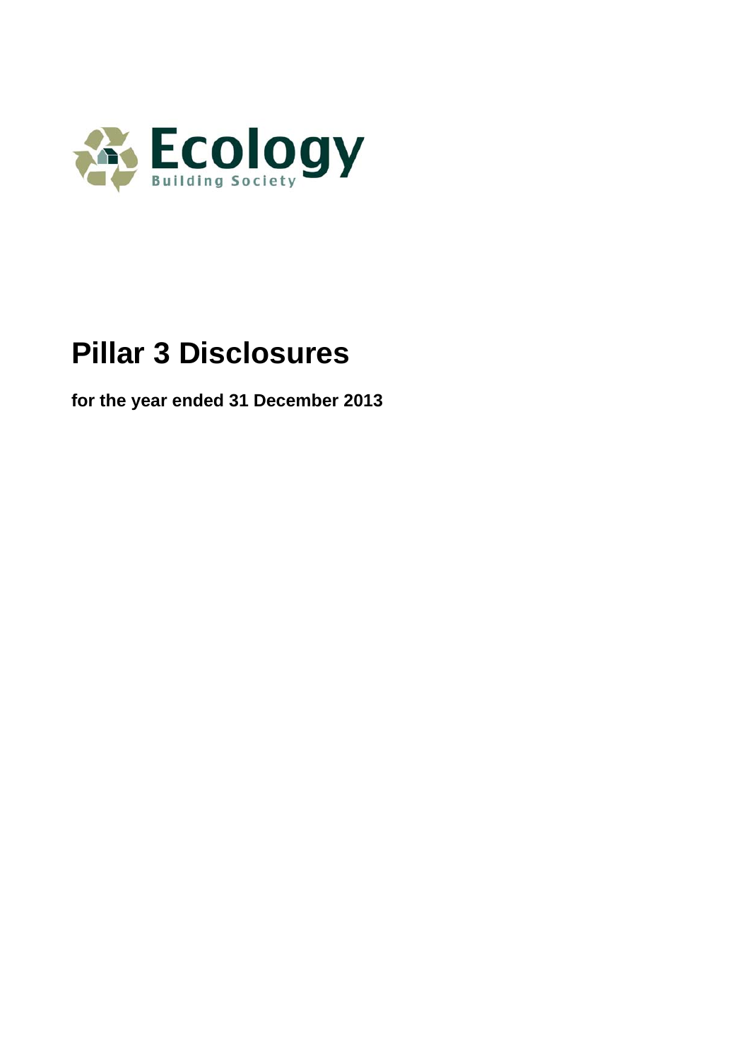Ecology
Building Society

# Pillar 3 Disclosures

**for the year ended 31 December 2013**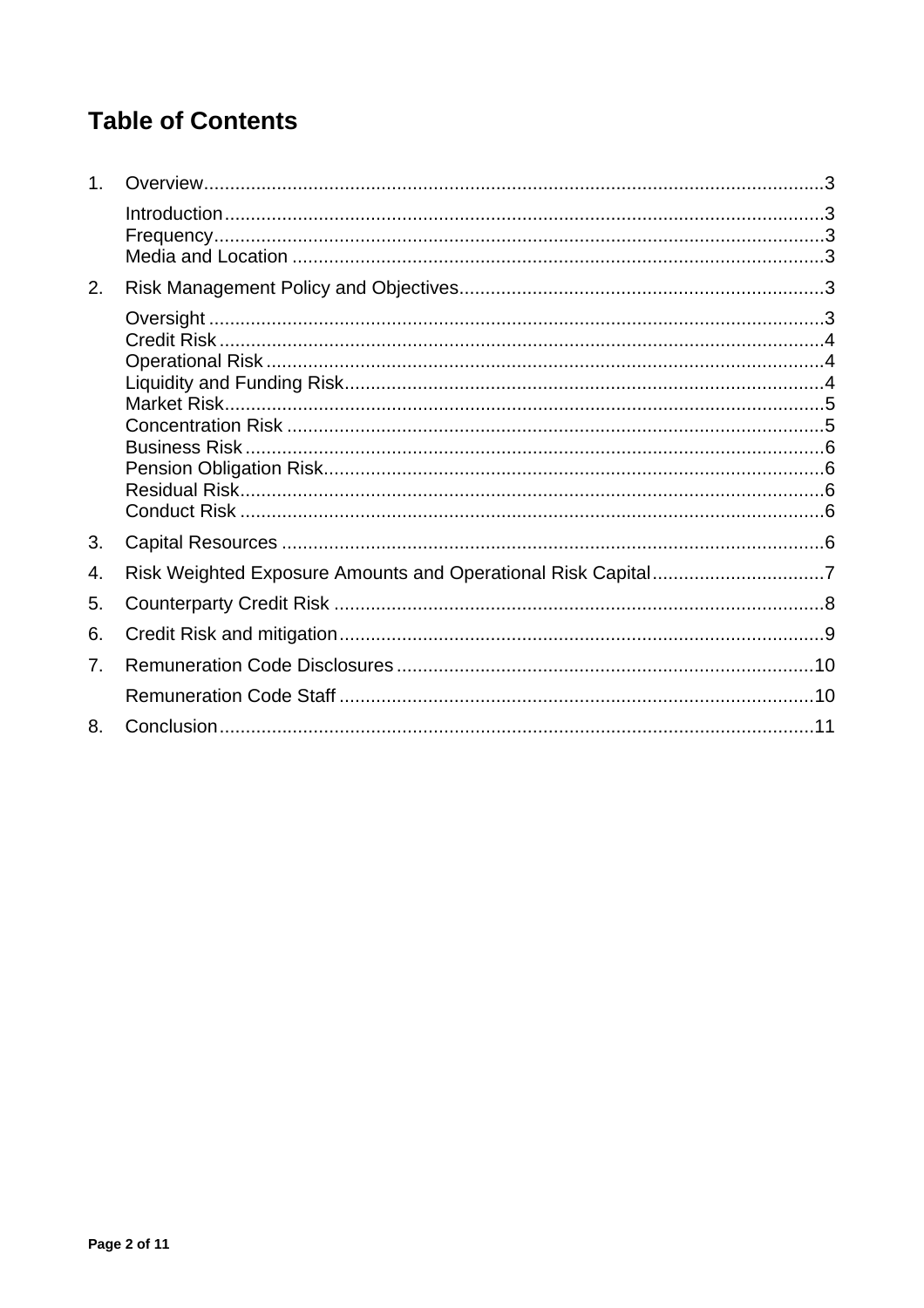# Table of Contents

1. Overview....................................................................................................................3
   - Introduction..................................................................................................................3
   - Frequency....................................................................................................................3
   - Media and Location ....................................................................................................3
2. Risk Management Policy and Objectives.....................................................................3
   - Oversight ....................................................................................................................3
   - Credit Risk ..................................................................................................................4
   - Operational Risk ..........................................................................................................4
   - Liquidity and Funding Risk...........................................................................................4
   - Market Risk.................................................................................................................5
   - Concentration Risk .....................................................................................................5
   - Business Risk .............................................................................................................6
   - Pension Obligation Risk...............................................................................................6
   - Residual Risk..............................................................................................................6
   - Conduct Risk ..............................................................................................................6
3. Capital Resources .......................................................................................................6
4. Risk Weighted Exposure Amounts and Operational Risk Capital.................................7
5. Counterparty Credit Risk .............................................................................................8
6. Credit Risk and mitigation............................................................................................9
7. Remuneration Code Disclosures ................................................................................10
   - Remuneration Code Staff ..........................................................................................10
8. Conclusion.................................................................................................................11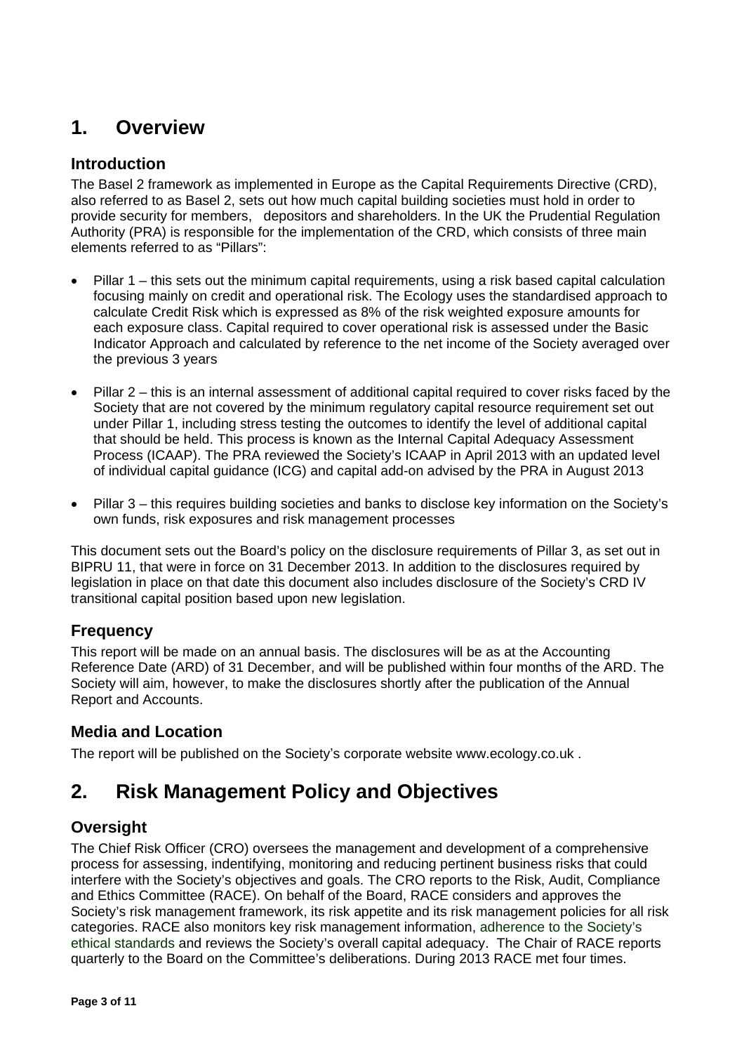# 1. Overview

## Introduction

The Basel 2 framework as implemented in Europe as the Capital Requirements Directive (CRD), also referred to as Basel 2, sets out how much capital building societies must hold in order to provide security for members, depositors and shareholders. In the UK the Prudential Regulation Authority (PRA) is responsible for the implementation of the CRD, which consists of three main elements referred to as "Pillars":

- Pillar 1 – this sets out the minimum capital requirements, using a risk based capital calculation focusing mainly on credit and operational risk. The Ecology uses the standardised approach to calculate Credit Risk which is expressed as 8% of the risk weighted exposure amounts for each exposure class. Capital required to cover operational risk is assessed under the Basic Indicator Approach and calculated by reference to the net income of the Society averaged over the previous 3 years

- Pillar 2 – this is an internal assessment of additional capital required to cover risks faced by the Society that are not covered by the minimum regulatory capital resource requirement set out under Pillar 1, including stress testing the outcomes to identify the level of additional capital that should be held. This process is known as the Internal Capital Adequacy Assessment Process (ICAAP). The PRA reviewed the Society's ICAAP in April 2013 with an updated level of individual capital guidance (ICG) and capital add-on advised by the PRA in August 2013

- Pillar 3 – this requires building societies and banks to disclose key information on the Society's own funds, risk exposures and risk management processes

This document sets out the Board's policy on the disclosure requirements of Pillar 3, as set out in BIPRU 11, that were in force on 31 December 2013. In addition to the disclosures required by legislation in place on that date this document also includes disclosure of the Society's CRD IV transitional capital position based upon new legislation.

## Frequency

This report will be made on an annual basis. The disclosures will be as at the Accounting Reference Date (ARD) of 31 December, and will be published within four months of the ARD. The Society will aim, however, to make the disclosures shortly after the publication of the Annual Report and Accounts.

## Media and Location

The report will be published on the Society's corporate website www.ecology.co.uk .

# 2. Risk Management Policy and Objectives

## Oversight

The Chief Risk Officer (CRO) oversees the management and development of a comprehensive process for assessing, indentifying, monitoring and reducing pertinent business risks that could interfere with the Society's objectives and goals. The CRO reports to the Risk, Audit, Compliance and Ethics Committee (RACE). On behalf of the Board, RACE considers and approves the Society's risk management framework, its risk appetite and its risk management policies for all risk categories. RACE also monitors key risk management information, adherence to the Society's ethical standards and reviews the Society's overall capital adequacy. The Chair of RACE reports quarterly to the Board on the Committee's deliberations. During 2013 RACE met four times.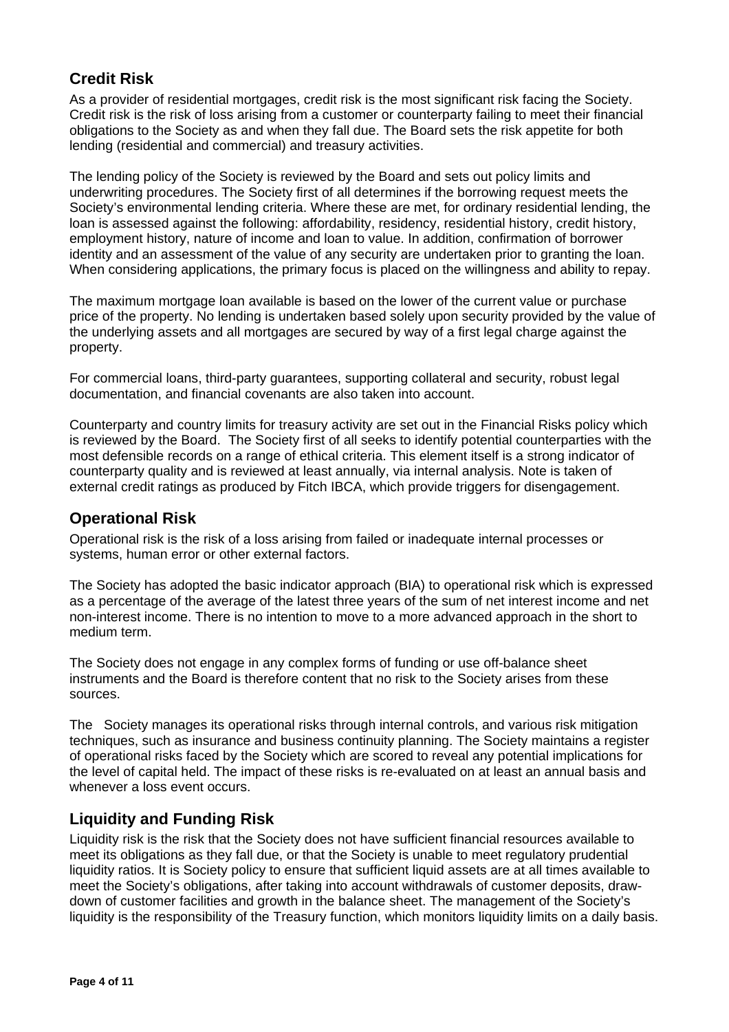## Credit Risk

As a provider of residential mortgages, credit risk is the most significant risk facing the Society. Credit risk is the risk of loss arising from a customer or counterparty failing to meet their financial obligations to the Society as and when they fall due. The Board sets the risk appetite for both lending (residential and commercial) and treasury activities.

The lending policy of the Society is reviewed by the Board and sets out policy limits and underwriting procedures. The Society first of all determines if the borrowing request meets the Society's environmental lending criteria. Where these are met, for ordinary residential lending, the loan is assessed against the following: affordability, residency, residential history, credit history, employment history, nature of income and loan to value. In addition, confirmation of borrower identity and an assessment of the value of any security are undertaken prior to granting the loan. When considering applications, the primary focus is placed on the willingness and ability to repay.

The maximum mortgage loan available is based on the lower of the current value or purchase price of the property. No lending is undertaken based solely upon security provided by the value of the underlying assets and all mortgages are secured by way of a first legal charge against the property.

For commercial loans, third-party guarantees, supporting collateral and security, robust legal documentation, and financial covenants are also taken into account.

Counterparty and country limits for treasury activity are set out in the Financial Risks policy which is reviewed by the Board. The Society first of all seeks to identify potential counterparties with the most defensible records on a range of ethical criteria. This element itself is a strong indicator of counterparty quality and is reviewed at least annually, via internal analysis. Note is taken of external credit ratings as produced by Fitch IBCA, which provide triggers for disengagement.

## Operational Risk

Operational risk is the risk of a loss arising from failed or inadequate internal processes or systems, human error or other external factors.

The Society has adopted the basic indicator approach (BIA) to operational risk which is expressed as a percentage of the average of the latest three years of the sum of net interest income and net non-interest income. There is no intention to move to a more advanced approach in the short to medium term.

The Society does not engage in any complex forms of funding or use off-balance sheet instruments and the Board is therefore content that no risk to the Society arises from these sources.

The Society manages its operational risks through internal controls, and various risk mitigation techniques, such as insurance and business continuity planning. The Society maintains a register of operational risks faced by the Society which are scored to reveal any potential implications for the level of capital held. The impact of these risks is re-evaluated on at least an annual basis and whenever a loss event occurs.

## Liquidity and Funding Risk

Liquidity risk is the risk that the Society does not have sufficient financial resources available to meet its obligations as they fall due, or that the Society is unable to meet regulatory prudential liquidity ratios. It is Society policy to ensure that sufficient liquid assets are at all times available to meet the Society's obligations, after taking into account withdrawals of customer deposits, draw-down of customer facilities and growth in the balance sheet. The management of the Society's liquidity is the responsibility of the Treasury function, which monitors liquidity limits on a daily basis.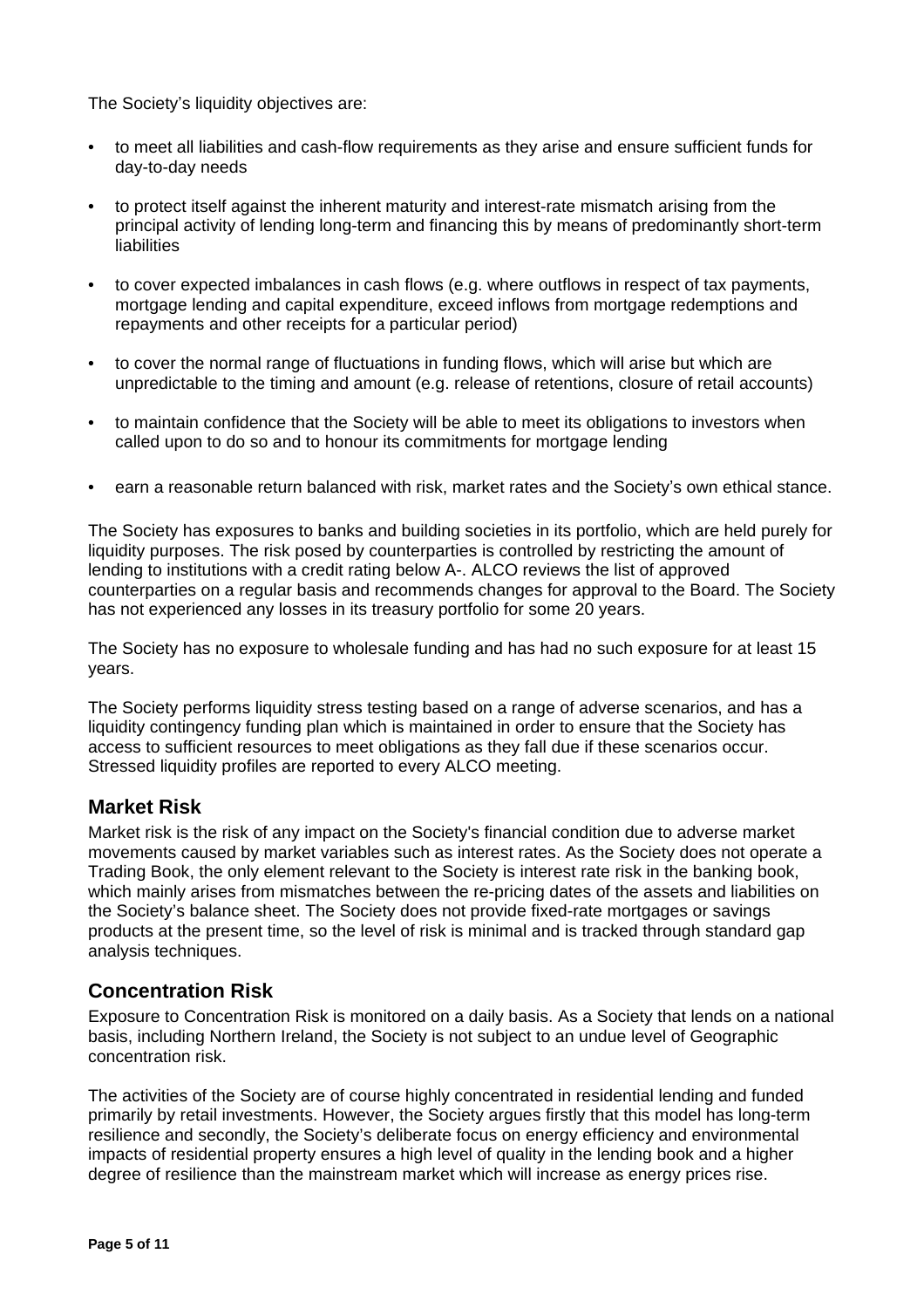The Society's liquidity objectives are:

- to meet all liabilities and cash-flow requirements as they arise and ensure sufficient funds for day-to-day needs
- to protect itself against the inherent maturity and interest-rate mismatch arising from the principal activity of lending long-term and financing this by means of predominantly short-term liabilities
- to cover expected imbalances in cash flows (e.g. where outflows in respect of tax payments, mortgage lending and capital expenditure, exceed inflows from mortgage redemptions and repayments and other receipts for a particular period)
- to cover the normal range of fluctuations in funding flows, which will arise but which are unpredictable to the timing and amount (e.g. release of retentions, closure of retail accounts)
- to maintain confidence that the Society will be able to meet its obligations to investors when called upon to do so and to honour its commitments for mortgage lending
- earn a reasonable return balanced with risk, market rates and the Society's own ethical stance.

The Society has exposures to banks and building societies in its portfolio, which are held purely for liquidity purposes. The risk posed by counterparties is controlled by restricting the amount of lending to institutions with a credit rating below A-. ALCO reviews the list of approved counterparties on a regular basis and recommends changes for approval to the Board. The Society has not experienced any losses in its treasury portfolio for some 20 years.

The Society has no exposure to wholesale funding and has had no such exposure for at least 15 years.

The Society performs liquidity stress testing based on a range of adverse scenarios, and has a liquidity contingency funding plan which is maintained in order to ensure that the Society has access to sufficient resources to meet obligations as they fall due if these scenarios occur. Stressed liquidity profiles are reported to every ALCO meeting.

## Market Risk

Market risk is the risk of any impact on the Society's financial condition due to adverse market movements caused by market variables such as interest rates. As the Society does not operate a Trading Book, the only element relevant to the Society is interest rate risk in the banking book, which mainly arises from mismatches between the re-pricing dates of the assets and liabilities on the Society's balance sheet. The Society does not provide fixed-rate mortgages or savings products at the present time, so the level of risk is minimal and is tracked through standard gap analysis techniques.

## Concentration Risk

Exposure to Concentration Risk is monitored on a daily basis. As a Society that lends on a national basis, including Northern Ireland, the Society is not subject to an undue level of Geographic concentration risk.

The activities of the Society are of course highly concentrated in residential lending and funded primarily by retail investments. However, the Society argues firstly that this model has long-term resilience and secondly, the Society's deliberate focus on energy efficiency and environmental impacts of residential property ensures a high level of quality in the lending book and a higher degree of resilience than the mainstream market which will increase as energy prices rise.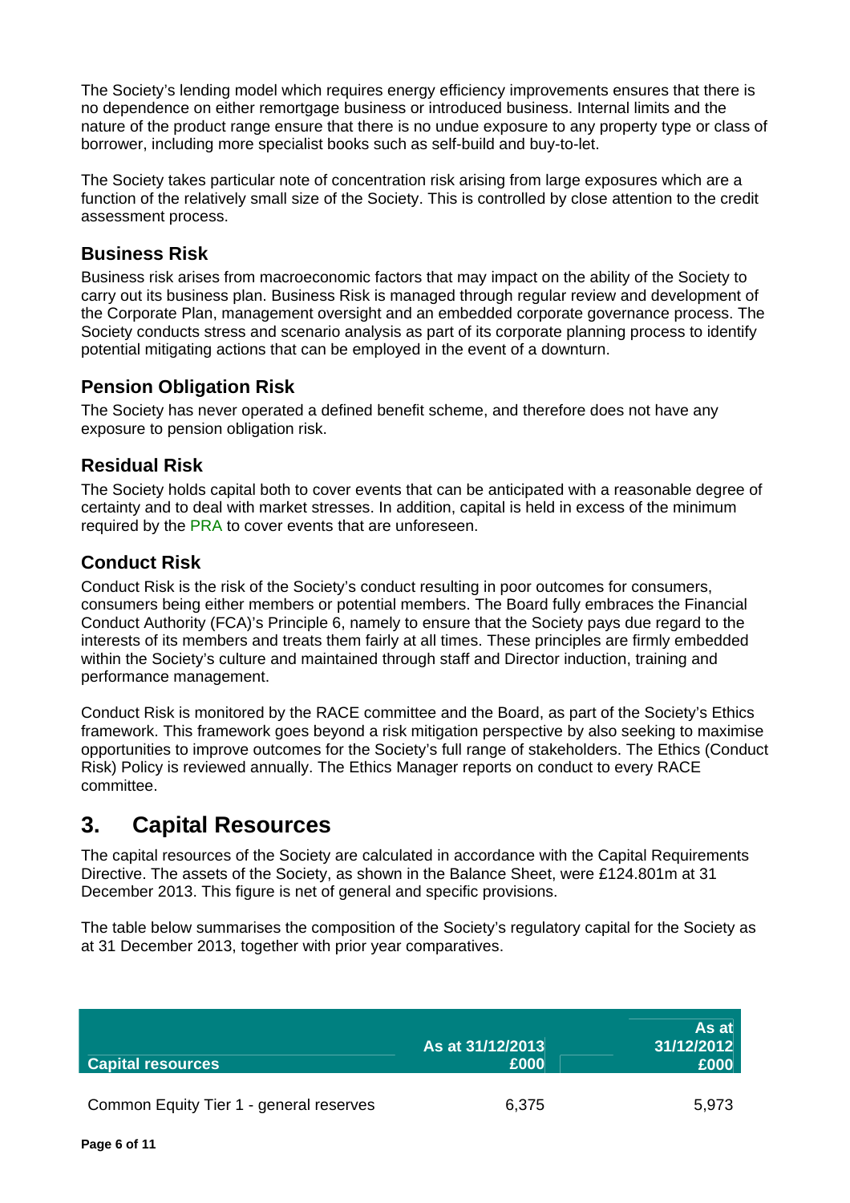The Society's lending model which requires energy efficiency improvements ensures that there is no dependence on either remortgage business or introduced business. Internal limits and the nature of the product range ensure that there is no undue exposure to any property type or class of borrower, including more specialist books such as self-build and buy-to-let.

The Society takes particular note of concentration risk arising from large exposures which are a function of the relatively small size of the Society. This is controlled by close attention to the credit assessment process.

### Business Risk

Business risk arises from macroeconomic factors that may impact on the ability of the Society to carry out its business plan. Business Risk is managed through regular review and development of the Corporate Plan, management oversight and an embedded corporate governance process. The Society conducts stress and scenario analysis as part of its corporate planning process to identify potential mitigating actions that can be employed in the event of a downturn.

### Pension Obligation Risk

The Society has never operated a defined benefit scheme, and therefore does not have any exposure to pension obligation risk.

### Residual Risk

The Society holds capital both to cover events that can be anticipated with a reasonable degree of certainty and to deal with market stresses. In addition, capital is held in excess of the minimum required by the PRA to cover events that are unforeseen.

### Conduct Risk

Conduct Risk is the risk of the Society's conduct resulting in poor outcomes for consumers, consumers being either members or potential members. The Board fully embraces the Financial Conduct Authority (FCA)'s Principle 6, namely to ensure that the Society pays due regard to the interests of its members and treats them fairly at all times. These principles are firmly embedded within the Society's culture and maintained through staff and Director induction, training and performance management.

Conduct Risk is monitored by the RACE committee and the Board, as part of the Society's Ethics framework. This framework goes beyond a risk mitigation perspective by also seeking to maximise opportunities to improve outcomes for the Society's full range of stakeholders. The Ethics (Conduct Risk) Policy is reviewed annually. The Ethics Manager reports on conduct to every RACE committee.

## 3. Capital Resources

The capital resources of the Society are calculated in accordance with the Capital Requirements Directive. The assets of the Society, as shown in the Balance Sheet, were £124.801m at 31 December 2013. This figure is net of general and specific provisions.

The table below summarises the composition of the Society's regulatory capital for the Society as at 31 December 2013, together with prior year comparatives.

| Capital resources | As at 31/12/2013 £000 | As at 31/12/2012 £000 |
|---|---|---|
| Common Equity Tier 1 - general reserves | 6,375 | 5,973 |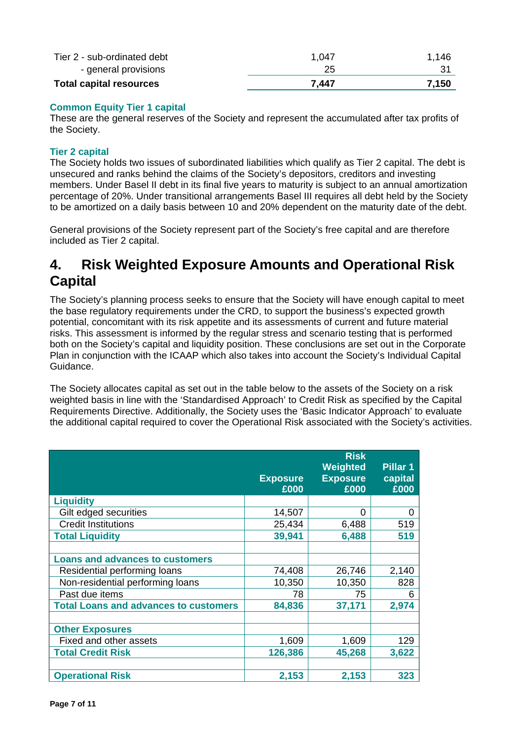| | | |
|---|---|---|
| Tier 2 - sub-ordinated debt | 1,047 | 1,146 |
| - general provisions | 25 | 31 |
| **Total capital resources** | **7,447** | **7,150** |

### Common Equity Tier 1 capital

These are the general reserves of the Society and represent the accumulated after tax profits of the Society.

### Tier 2 capital

The Society holds two issues of subordinated liabilities which qualify as Tier 2 capital. The debt is unsecured and ranks behind the claims of the Society's depositors, creditors and investing members. Under Basel II debt in its final five years to maturity is subject to an annual amortization percentage of 20%. Under transitional arrangements Basel III requires all debt held by the Society to be amortized on a daily basis between 10 and 20% dependent on the maturity date of the debt.

General provisions of the Society represent part of the Society's free capital and are therefore included as Tier 2 capital.

## 4. Risk Weighted Exposure Amounts and Operational Risk Capital

The Society's planning process seeks to ensure that the Society will have enough capital to meet the base regulatory requirements under the CRD, to support the business's expected growth potential, concomitant with its risk appetite and its assessments of current and future material risks. This assessment is informed by the regular stress and scenario testing that is performed both on the Society's capital and liquidity position. These conclusions are set out in the Corporate Plan in conjunction with the ICAAP which also takes into account the Society's Individual Capital Guidance.

The Society allocates capital as set out in the table below to the assets of the Society on a risk weighted basis in line with the 'Standardised Approach' to Credit Risk as specified by the Capital Requirements Directive. Additionally, the Society uses the 'Basic Indicator Approach' to evaluate the additional capital required to cover the Operational Risk associated with the Society's activities.

| | Exposure £000 | Risk Weighted Exposure £000 | Pillar 1 capital £000 |
|---|---|---|---|
| **Liquidity** | | | |
| Gilt edged securities | 14,507 | 0 | 0 |
| Credit Institutions | 25,434 | 6,488 | 519 |
| **Total Liquidity** | **39,941** | **6,488** | **519** |
| | | | |
| **Loans and advances to customers** | | | |
| Residential performing loans | 74,408 | 26,746 | 2,140 |
| Non-residential performing loans | 10,350 | 10,350 | 828 |
| Past due items | 78 | 75 | 6 |
| **Total Loans and advances to customers** | **84,836** | **37,171** | **2,974** |
| | | | |
| **Other Exposures** | | | |
| Fixed and other assets | 1,609 | 1,609 | 129 |
| **Total Credit Risk** | **126,386** | **45,268** | **3,622** |
| | | | |
| **Operational Risk** | **2,153** | **2,153** | **323** |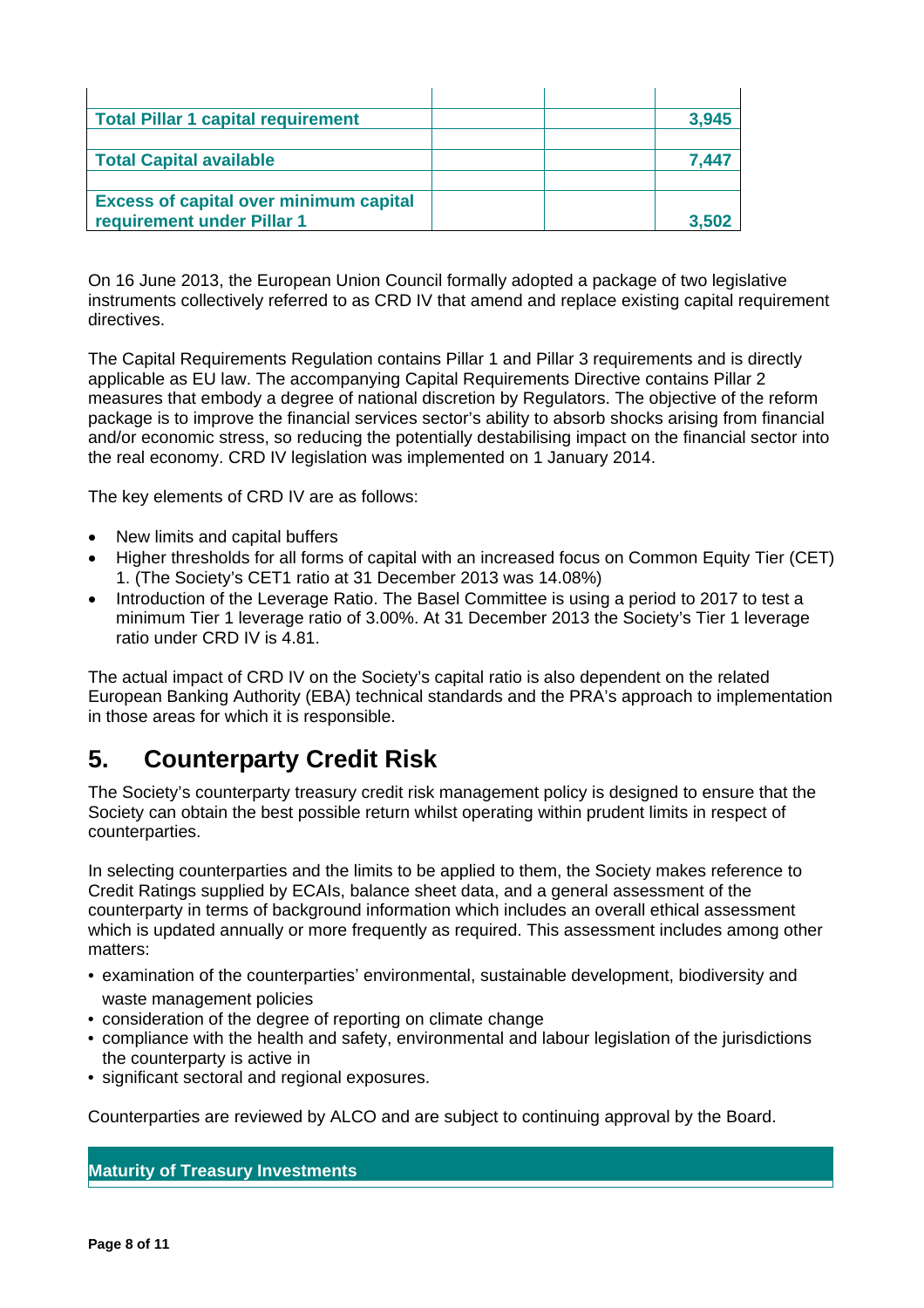| | | | |
|---|---|---|---|
| **Total Pillar 1 capital requirement** | | | **3,945** |
| | | | |
| **Total Capital available** | | | **7,447** |
| | | | |
| **Excess of capital over minimum capital requirement under Pillar 1** | | | **3,502** |

On 16 June 2013, the European Union Council formally adopted a package of two legislative instruments collectively referred to as CRD IV that amend and replace existing capital requirement directives.

The Capital Requirements Regulation contains Pillar 1 and Pillar 3 requirements and is directly applicable as EU law. The accompanying Capital Requirements Directive contains Pillar 2 measures that embody a degree of national discretion by Regulators. The objective of the reform package is to improve the financial services sector's ability to absorb shocks arising from financial and/or economic stress, so reducing the potentially destabilising impact on the financial sector into the real economy. CRD IV legislation was implemented on 1 January 2014.

The key elements of CRD IV are as follows:

- New limits and capital buffers
- Higher thresholds for all forms of capital with an increased focus on Common Equity Tier (CET) 1. (The Society's CET1 ratio at 31 December 2013 was 14.08%)
- Introduction of the Leverage Ratio. The Basel Committee is using a period to 2017 to test a minimum Tier 1 leverage ratio of 3.00%. At 31 December 2013 the Society's Tier 1 leverage ratio under CRD IV is 4.81.

The actual impact of CRD IV on the Society's capital ratio is also dependent on the related European Banking Authority (EBA) technical standards and the PRA's approach to implementation in those areas for which it is responsible.

# 5. Counterparty Credit Risk

The Society's counterparty treasury credit risk management policy is designed to ensure that the Society can obtain the best possible return whilst operating within prudent limits in respect of counterparties.

In selecting counterparties and the limits to be applied to them, the Society makes reference to Credit Ratings supplied by ECAIs, balance sheet data, and a general assessment of the counterparty in terms of background information which includes an overall ethical assessment which is updated annually or more frequently as required. This assessment includes among other matters:

- examination of the counterparties' environmental, sustainable development, biodiversity and waste management policies
- consideration of the degree of reporting on climate change
- compliance with the health and safety, environmental and labour legislation of the jurisdictions the counterparty is active in
- significant sectoral and regional exposures.

Counterparties are reviewed by ALCO and are subject to continuing approval by the Board.

**Maturity of Treasury Investments**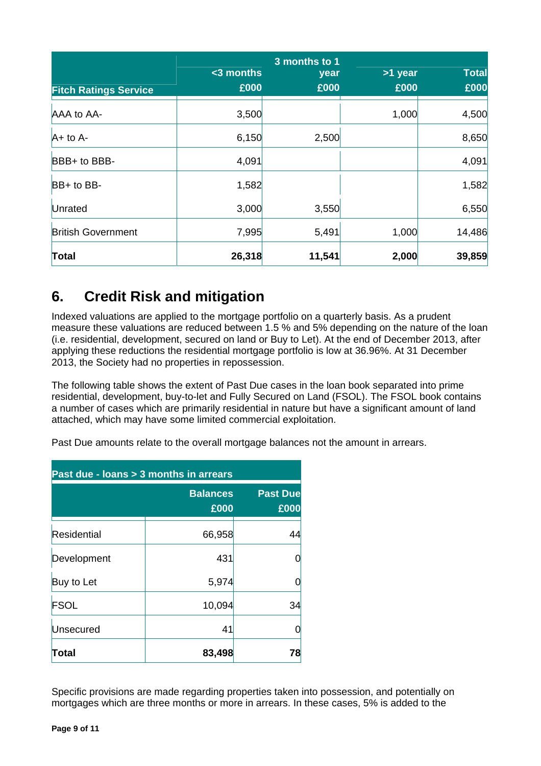| Fitch Ratings Service | <3 months £000 | 3 months to 1 year £000 | >1 year £000 | Total £000 |
|---|---|---|---|---|
| AAA to AA- | 3,500 | | 1,000 | 4,500 |
| A+ to A- | 6,150 | 2,500 | | 8,650 |
| BBB+ to BBB- | 4,091 | | | 4,091 |
| BB+ to BB- | 1,582 | | | 1,582 |
| Unrated | 3,000 | 3,550 | | 6,550 |
| British Government | 7,995 | 5,491 | 1,000 | 14,486 |
| **Total** | **26,318** | **11,541** | **2,000** | **39,859** |

## 6. Credit Risk and mitigation

Indexed valuations are applied to the mortgage portfolio on a quarterly basis. As a prudent measure these valuations are reduced between 1.5 % and 5% depending on the nature of the loan (i.e. residential, development, secured on land or Buy to Let). At the end of December 2013, after applying these reductions the residential mortgage portfolio is low at 36.96%. At 31 December 2013, the Society had no properties in repossession.

The following table shows the extent of Past Due cases in the loan book separated into prime residential, development, buy-to-let and Fully Secured on Land (FSOL). The FSOL book contains a number of cases which are primarily residential in nature but have a significant amount of land attached, which may have some limited commercial exploitation.

Past Due amounts relate to the overall mortgage balances not the amount in arrears.

| Past due - loans > 3 months in arrears | Balances £000 | Past Due £000 |
|---|---|---|
| Residential | 66,958 | 44 |
| Development | 431 | 0 |
| Buy to Let | 5,974 | 0 |
| FSOL | 10,094 | 34 |
| Unsecured | 41 | 0 |
| **Total** | **83,498** | **78** |

Specific provisions are made regarding properties taken into possession, and potentially on mortgages which are three months or more in arrears. In these cases, 5% is added to the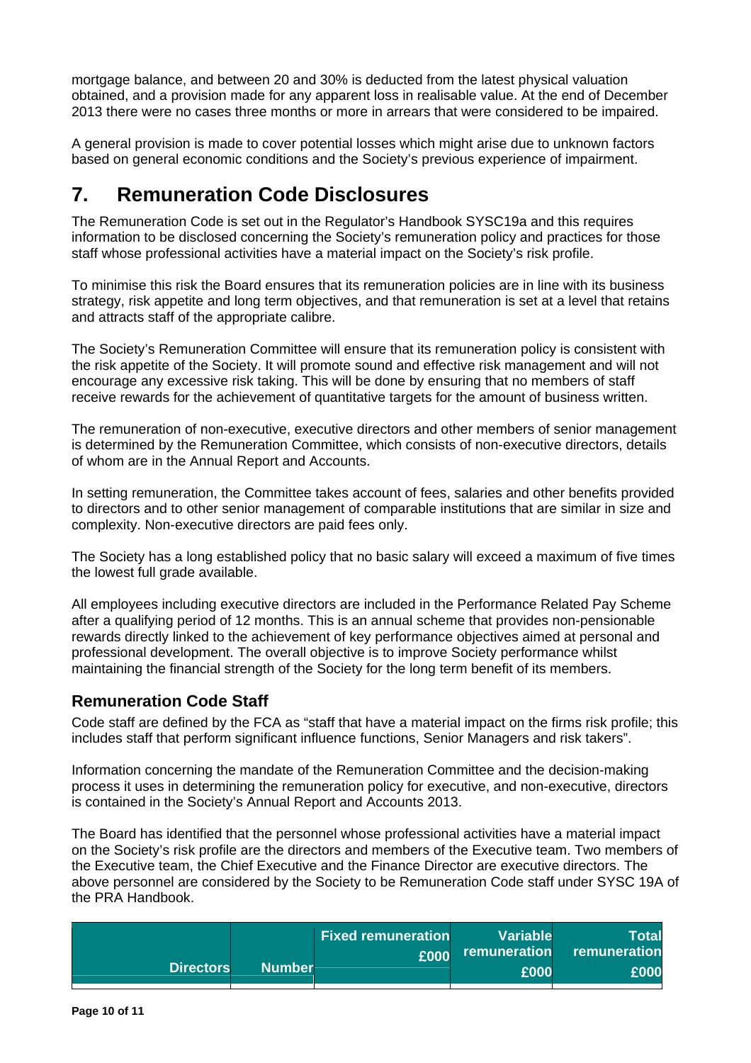mortgage balance, and between 20 and 30% is deducted from the latest physical valuation obtained, and a provision made for any apparent loss in realisable value. At the end of December 2013 there were no cases three months or more in arrears that were considered to be impaired.

A general provision is made to cover potential losses which might arise due to unknown factors based on general economic conditions and the Society's previous experience of impairment.

# 7. Remuneration Code Disclosures

The Remuneration Code is set out in the Regulator's Handbook SYSC19a and this requires information to be disclosed concerning the Society's remuneration policy and practices for those staff whose professional activities have a material impact on the Society's risk profile.

To minimise this risk the Board ensures that its remuneration policies are in line with its business strategy, risk appetite and long term objectives, and that remuneration is set at a level that retains and attracts staff of the appropriate calibre.

The Society's Remuneration Committee will ensure that its remuneration policy is consistent with the risk appetite of the Society. It will promote sound and effective risk management and will not encourage any excessive risk taking. This will be done by ensuring that no members of staff receive rewards for the achievement of quantitative targets for the amount of business written.

The remuneration of non-executive, executive directors and other members of senior management is determined by the Remuneration Committee, which consists of non-executive directors, details of whom are in the Annual Report and Accounts.

In setting remuneration, the Committee takes account of fees, salaries and other benefits provided to directors and to other senior management of comparable institutions that are similar in size and complexity. Non-executive directors are paid fees only.

The Society has a long established policy that no basic salary will exceed a maximum of five times the lowest full grade available.

All employees including executive directors are included in the Performance Related Pay Scheme after a qualifying period of 12 months. This is an annual scheme that provides non-pensionable rewards directly linked to the achievement of key performance objectives aimed at personal and professional development. The overall objective is to improve Society performance whilst maintaining the financial strength of the Society for the long term benefit of its members.

## Remuneration Code Staff

Code staff are defined by the FCA as "staff that have a material impact on the firms risk profile; this includes staff that perform significant influence functions, Senior Managers and risk takers".

Information concerning the mandate of the Remuneration Committee and the decision-making process it uses in determining the remuneration policy for executive, and non-executive, directors is contained in the Society's Annual Report and Accounts 2013.

The Board has identified that the personnel whose professional activities have a material impact on the Society's risk profile are the directors and members of the Executive team. Two members of the Executive team, the Chief Executive and the Finance Director are executive directors. The above personnel are considered by the Society to be Remuneration Code staff under SYSC 19A of the PRA Handbook.

| Directors | Number | Fixed remuneration £000 | Variable remuneration £000 | Total remuneration £000 |
|---|---|---|---|---|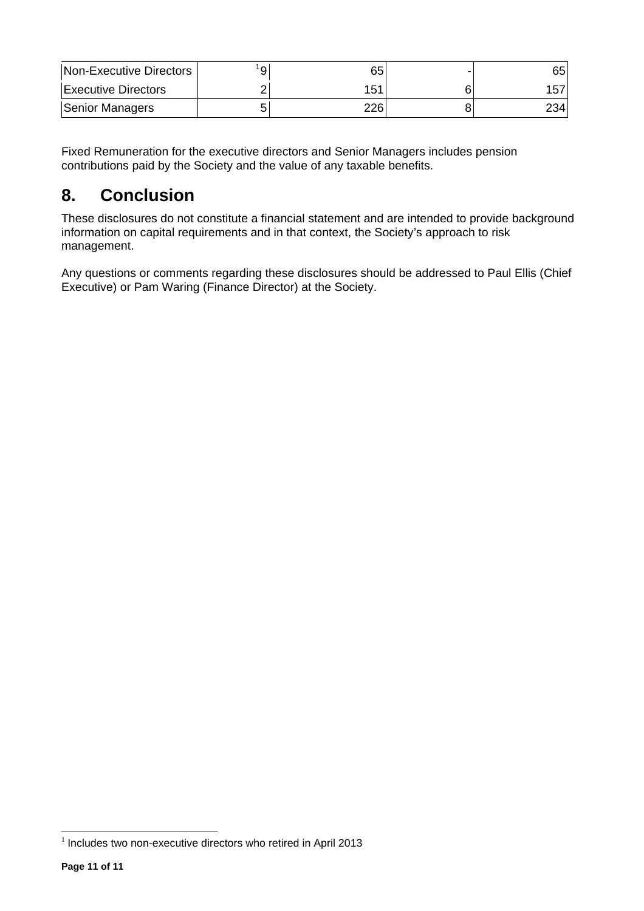| | | | | |
|---|---|---|---|---|
| Non-Executive Directors | [1]9 | 65 | - | 65 |
| Executive Directors | 2 | 151 | 6 | 157 |
| Senior Managers | 5 | 226 | 8 | 234 |

Fixed Remuneration for the executive directors and Senior Managers includes pension contributions paid by the Society and the value of any taxable benefits.

## 8. Conclusion

These disclosures do not constitute a financial statement and are intended to provide background information on capital requirements and in that context, the Society's approach to risk management.

Any questions or comments regarding these disclosures should be addressed to Paul Ellis (Chief Executive) or Pam Waring (Finance Director) at the Society.

[1] Includes two non-executive directors who retired in April 2013